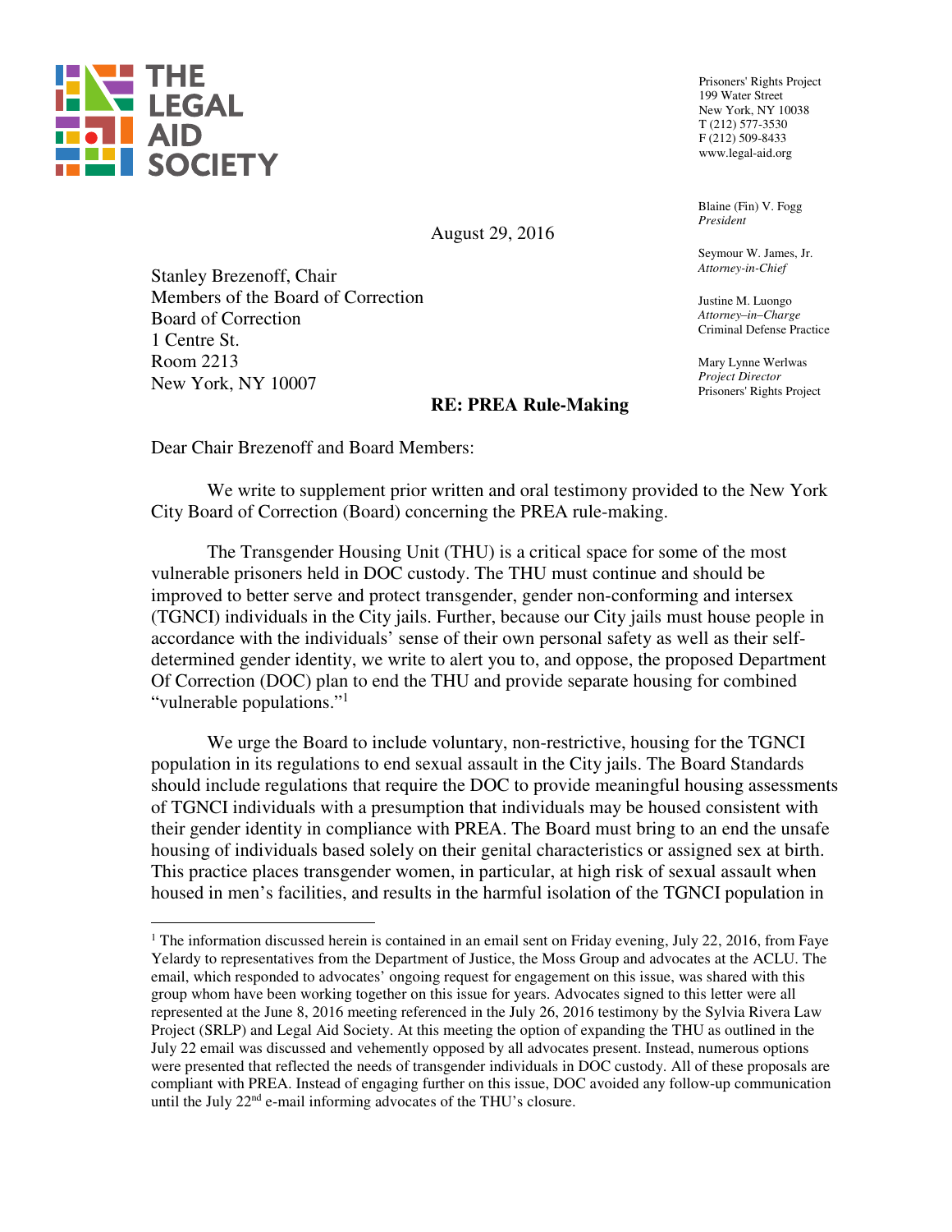THE LEGAL AID SOCIETY

Prisoners' Rights Project
199 Water Street
New York, NY 10038
T (212) 577-3530
F (212) 509-8433
www.legal-aid.org

Blaine (Fin) V. Fogg
*President*

Seymour W. James, Jr.
*Attorney-in-Chief*

Justine M. Luongo
*Attorney–in–Charge*
Criminal Defense Practice

Mary Lynne Werlwas
*Project Director*
Prisoners' Rights Project

August 29, 2016

Stanley Brezenoff, Chair
Members of the Board of Correction
Board of Correction
1 Centre St.
Room 2213
New York, NY 10007

**RE: PREA Rule-Making**

Dear Chair Brezenoff and Board Members:

We write to supplement prior written and oral testimony provided to the New York City Board of Correction (Board) concerning the PREA rule-making.

The Transgender Housing Unit (THU) is a critical space for some of the most vulnerable prisoners held in DOC custody. The THU must continue and should be improved to better serve and protect transgender, gender non-conforming and intersex (TGNCI) individuals in the City jails. Further, because our City jails must house people in accordance with the individuals' sense of their own personal safety as well as their self-determined gender identity, we write to alert you to, and oppose, the proposed Department Of Correction (DOC) plan to end the THU and provide separate housing for combined "vulnerable populations."[1]

We urge the Board to include voluntary, non-restrictive, housing for the TGNCI population in its regulations to end sexual assault in the City jails. The Board Standards should include regulations that require the DOC to provide meaningful housing assessments of TGNCI individuals with a presumption that individuals may be housed consistent with their gender identity in compliance with PREA. The Board must bring to an end the unsafe housing of individuals based solely on their genital characteristics or assigned sex at birth. This practice places transgender women, in particular, at high risk of sexual assault when housed in men's facilities, and results in the harmful isolation of the TGNCI population in

---

[1] The information discussed herein is contained in an email sent on Friday evening, July 22, 2016, from Faye Yelardy to representatives from the Department of Justice, the Moss Group and advocates at the ACLU. The email, which responded to advocates' ongoing request for engagement on this issue, was shared with this group whom have been working together on this issue for years. Advocates signed to this letter were all represented at the June 8, 2016 meeting referenced in the July 26, 2016 testimony by the Sylvia Rivera Law Project (SRLP) and Legal Aid Society. At this meeting the option of expanding the THU as outlined in the July 22 email was discussed and vehemently opposed by all advocates present. Instead, numerous options were presented that reflected the needs of transgender individuals in DOC custody. All of these proposals are compliant with PREA. Instead of engaging further on this issue, DOC avoided any follow-up communication until the July 22nd e-mail informing advocates of the THU's closure.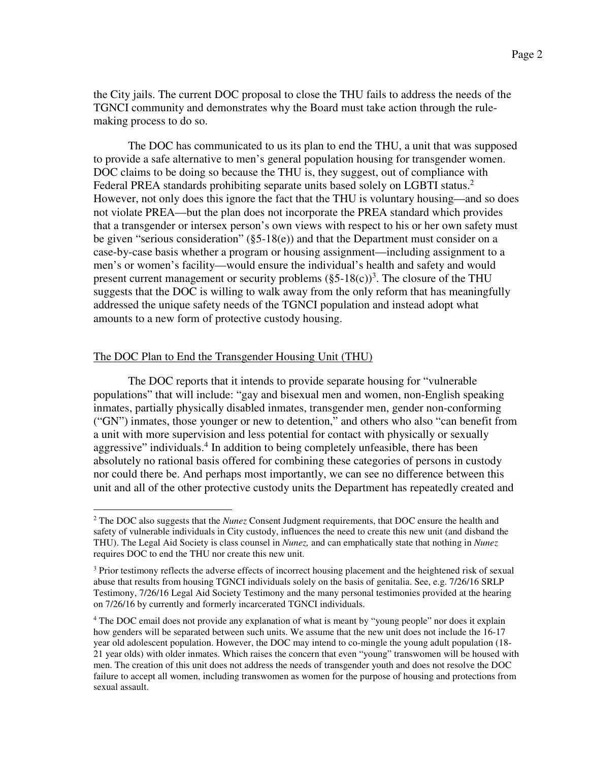the City jails. The current DOC proposal to close the THU fails to address the needs of the TGNCI community and demonstrates why the Board must take action through the rule-making process to do so.

The DOC has communicated to us its plan to end the THU, a unit that was supposed to provide a safe alternative to men's general population housing for transgender women. DOC claims to be doing so because the THU is, they suggest, out of compliance with Federal PREA standards prohibiting separate units based solely on LGBTI status.[2] However, not only does this ignore the fact that the THU is voluntary housing—and so does not violate PREA—but the plan does not incorporate the PREA standard which provides that a transgender or intersex person's own views with respect to his or her own safety must be given "serious consideration" (§5-18(e)) and that the Department must consider on a case-by-case basis whether a program or housing assignment—including assignment to a men's or women's facility—would ensure the individual's health and safety and would present current management or security problems (§5-18(c))[3]. The closure of the THU suggests that the DOC is willing to walk away from the only reform that has meaningfully addressed the unique safety needs of the TGNCI population and instead adopt what amounts to a new form of protective custody housing.

<u>The DOC Plan to End the Transgender Housing Unit (THU)</u>

The DOC reports that it intends to provide separate housing for "vulnerable populations" that will include: "gay and bisexual men and women, non-English speaking inmates, partially physically disabled inmates, transgender men, gender non-conforming ("GN") inmates, those younger or new to detention," and others who also "can benefit from a unit with more supervision and less potential for contact with physically or sexually aggressive" individuals.[4] In addition to being completely unfeasible, there has been absolutely no rational basis offered for combining these categories of persons in custody nor could there be. And perhaps most importantly, we can see no difference between this unit and all of the other protective custody units the Department has repeatedly created and

---

[2] The DOC also suggests that the *Nunez* Consent Judgment requirements, that DOC ensure the health and safety of vulnerable individuals in City custody, influences the need to create this new unit (and disband the THU). The Legal Aid Society is class counsel in *Nunez,* and can emphatically state that nothing in *Nunez* requires DOC to end the THU nor create this new unit.

[3] Prior testimony reflects the adverse effects of incorrect housing placement and the heightened risk of sexual abuse that results from housing TGNCI individuals solely on the basis of genitalia. See, e.g. 7/26/16 SRLP Testimony, 7/26/16 Legal Aid Society Testimony and the many personal testimonies provided at the hearing on 7/26/16 by currently and formerly incarcerated TGNCI individuals.

[4] The DOC email does not provide any explanation of what is meant by "young people" nor does it explain how genders will be separated between such units. We assume that the new unit does not include the 16-17 year old adolescent population. However, the DOC may intend to co-mingle the young adult population (18-21 year olds) with older inmates. Which raises the concern that even "young" transwomen will be housed with men. The creation of this unit does not address the needs of transgender youth and does not resolve the DOC failure to accept all women, including transwomen as women for the purpose of housing and protections from sexual assault.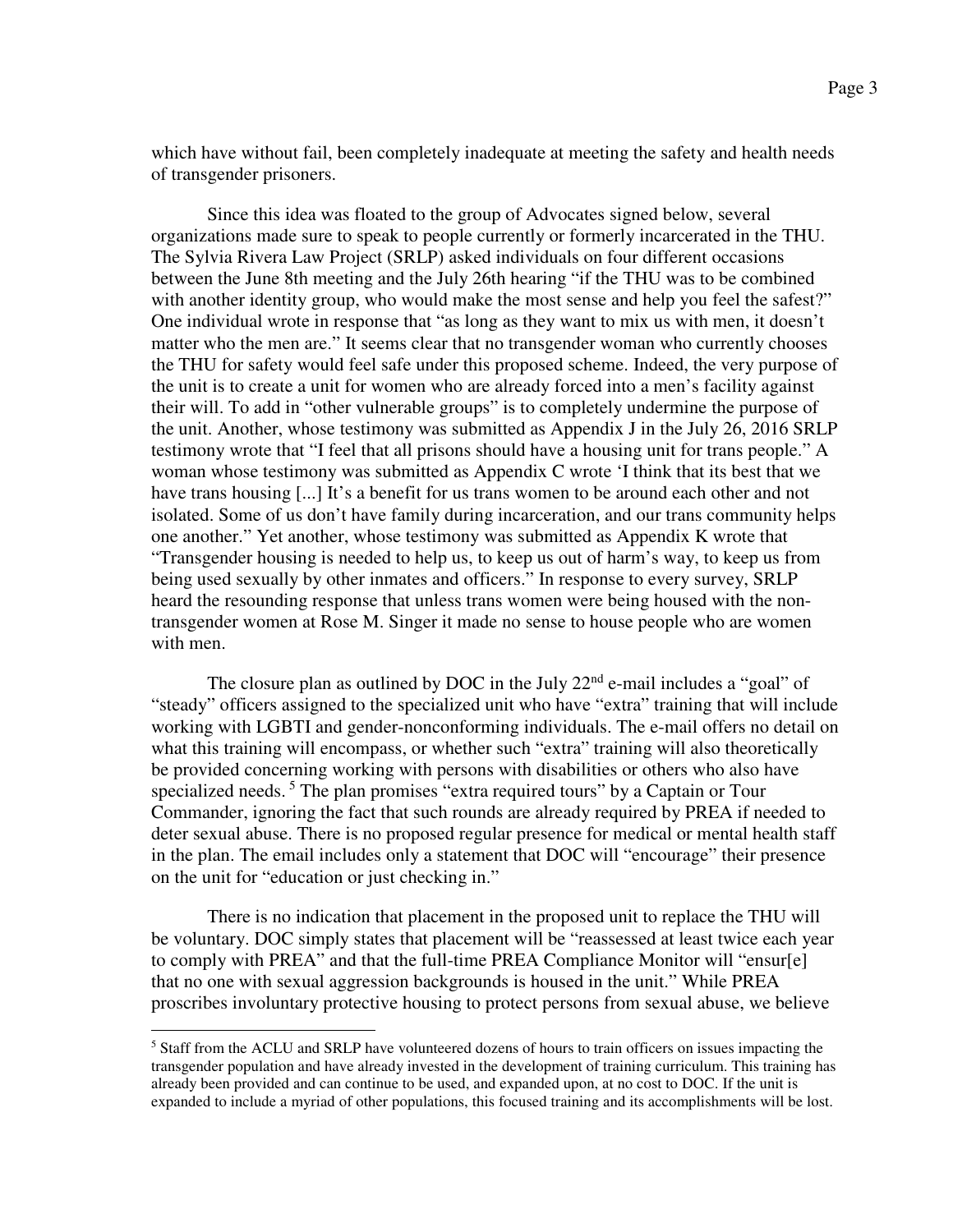which have without fail, been completely inadequate at meeting the safety and health needs of transgender prisoners.

Since this idea was floated to the group of Advocates signed below, several organizations made sure to speak to people currently or formerly incarcerated in the THU. The Sylvia Rivera Law Project (SRLP) asked individuals on four different occasions between the June 8th meeting and the July 26th hearing "if the THU was to be combined with another identity group, who would make the most sense and help you feel the safest?" One individual wrote in response that "as long as they want to mix us with men, it doesn't matter who the men are." It seems clear that no transgender woman who currently chooses the THU for safety would feel safe under this proposed scheme. Indeed, the very purpose of the unit is to create a unit for women who are already forced into a men's facility against their will. To add in "other vulnerable groups" is to completely undermine the purpose of the unit. Another, whose testimony was submitted as Appendix J in the July 26, 2016 SRLP testimony wrote that "I feel that all prisons should have a housing unit for trans people." A woman whose testimony was submitted as Appendix C wrote 'I think that its best that we have trans housing [...] It's a benefit for us trans women to be around each other and not isolated. Some of us don't have family during incarceration, and our trans community helps one another." Yet another, whose testimony was submitted as Appendix K wrote that "Transgender housing is needed to help us, to keep us out of harm's way, to keep us from being used sexually by other inmates and officers." In response to every survey, SRLP heard the resounding response that unless trans women were being housed with the non-transgender women at Rose M. Singer it made no sense to house people who are women with men.

The closure plan as outlined by DOC in the July 22nd e-mail includes a "goal" of "steady" officers assigned to the specialized unit who have "extra" training that will include working with LGBTI and gender-nonconforming individuals. The e-mail offers no detail on what this training will encompass, or whether such "extra" training will also theoretically be provided concerning working with persons with disabilities or others who also have specialized needs. [5] The plan promises "extra required tours" by a Captain or Tour Commander, ignoring the fact that such rounds are already required by PREA if needed to deter sexual abuse. There is no proposed regular presence for medical or mental health staff in the plan. The email includes only a statement that DOC will "encourage" their presence on the unit for "education or just checking in."

There is no indication that placement in the proposed unit to replace the THU will be voluntary. DOC simply states that placement will be "reassessed at least twice each year to comply with PREA" and that the full-time PREA Compliance Monitor will "ensur[e] that no one with sexual aggression backgrounds is housed in the unit." While PREA proscribes involuntary protective housing to protect persons from sexual abuse, we believe

---

[5] Staff from the ACLU and SRLP have volunteered dozens of hours to train officers on issues impacting the transgender population and have already invested in the development of training curriculum. This training has already been provided and can continue to be used, and expanded upon, at no cost to DOC. If the unit is expanded to include a myriad of other populations, this focused training and its accomplishments will be lost.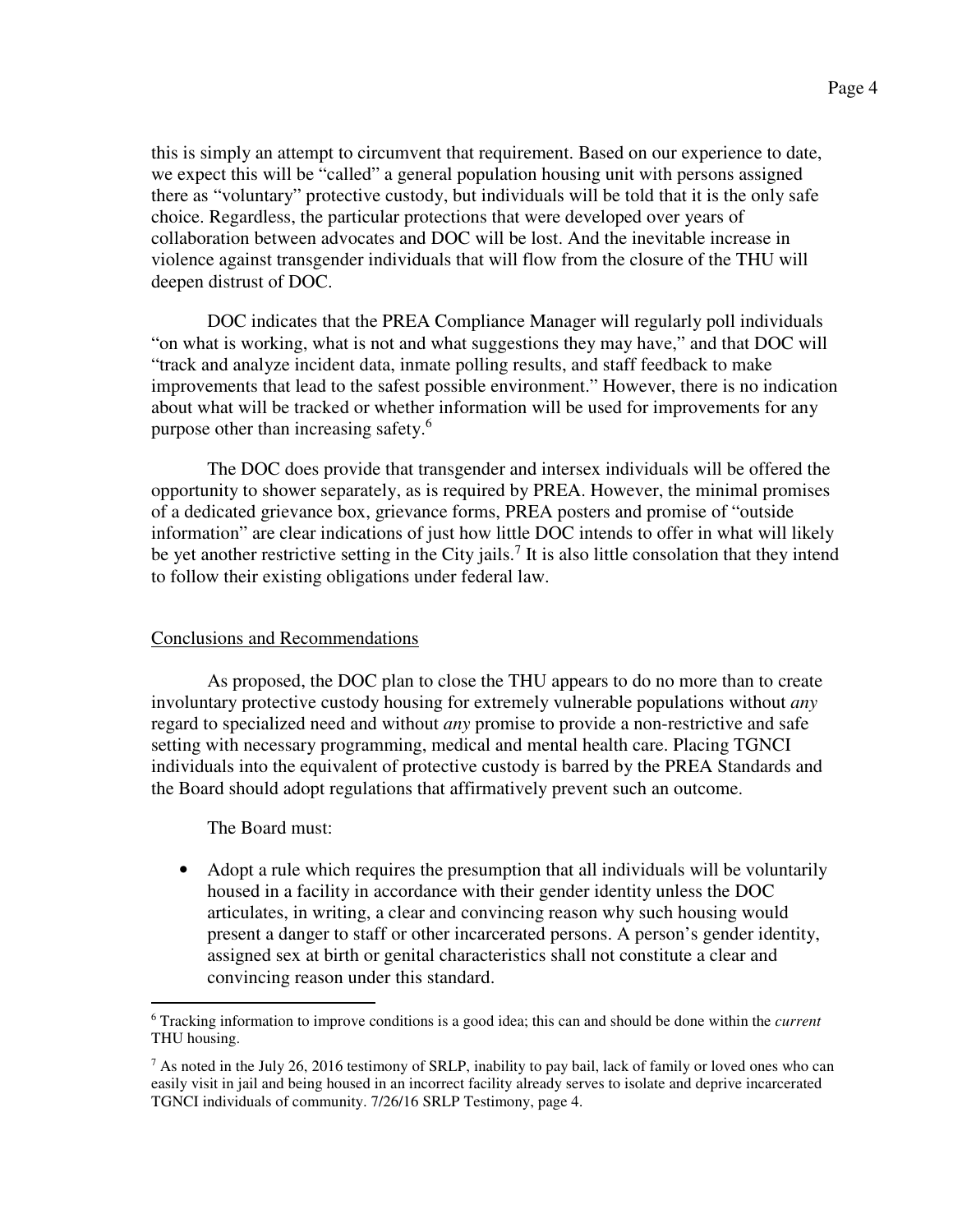this is simply an attempt to circumvent that requirement. Based on our experience to date, we expect this will be "called" a general population housing unit with persons assigned there as "voluntary" protective custody, but individuals will be told that it is the only safe choice. Regardless, the particular protections that were developed over years of collaboration between advocates and DOC will be lost. And the inevitable increase in violence against transgender individuals that will flow from the closure of the THU will deepen distrust of DOC.

DOC indicates that the PREA Compliance Manager will regularly poll individuals "on what is working, what is not and what suggestions they may have," and that DOC will "track and analyze incident data, inmate polling results, and staff feedback to make improvements that lead to the safest possible environment." However, there is no indication about what will be tracked or whether information will be used for improvements for any purpose other than increasing safety.[6]

The DOC does provide that transgender and intersex individuals will be offered the opportunity to shower separately, as is required by PREA. However, the minimal promises of a dedicated grievance box, grievance forms, PREA posters and promise of "outside information" are clear indications of just how little DOC intends to offer in what will likely be yet another restrictive setting in the City jails.[7] It is also little consolation that they intend to follow their existing obligations under federal law.

## Conclusions and Recommendations

As proposed, the DOC plan to close the THU appears to do no more than to create involuntary protective custody housing for extremely vulnerable populations without *any* regard to specialized need and without *any* promise to provide a non-restrictive and safe setting with necessary programming, medical and mental health care. Placing TGNCI individuals into the equivalent of protective custody is barred by the PREA Standards and the Board should adopt regulations that affirmatively prevent such an outcome.

The Board must:

- Adopt a rule which requires the presumption that all individuals will be voluntarily housed in a facility in accordance with their gender identity unless the DOC articulates, in writing, a clear and convincing reason why such housing would present a danger to staff or other incarcerated persons. A person's gender identity, assigned sex at birth or genital characteristics shall not constitute a clear and convincing reason under this standard.

---

[6] Tracking information to improve conditions is a good idea; this can and should be done within the *current* THU housing.

[7] As noted in the July 26, 2016 testimony of SRLP, inability to pay bail, lack of family or loved ones who can easily visit in jail and being housed in an incorrect facility already serves to isolate and deprive incarcerated TGNCI individuals of community. 7/26/16 SRLP Testimony, page 4.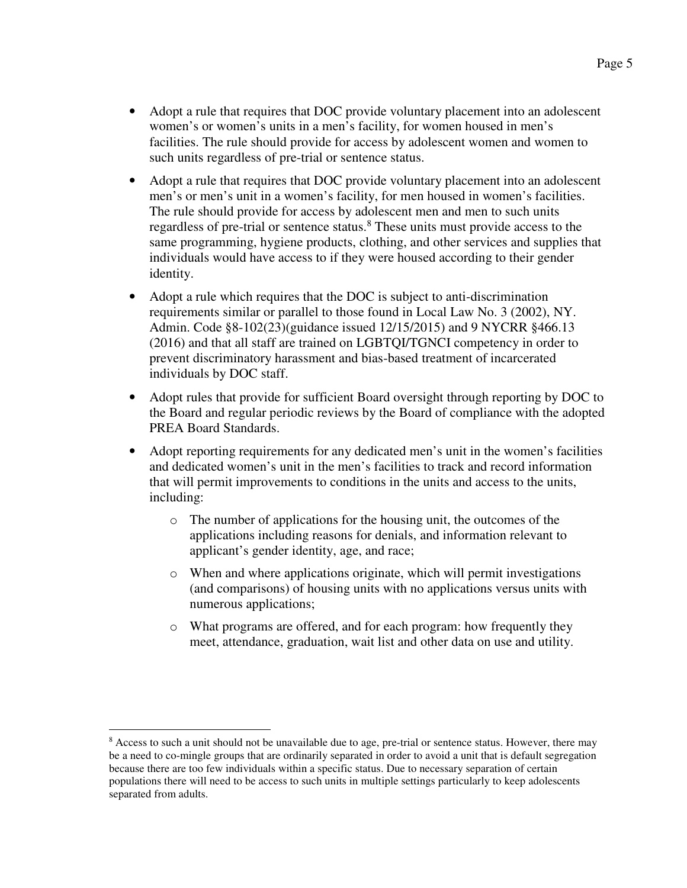- Adopt a rule that requires that DOC provide voluntary placement into an adolescent women's or women's units in a men's facility, for women housed in men's facilities. The rule should provide for access by adolescent women and women to such units regardless of pre-trial or sentence status.
- Adopt a rule that requires that DOC provide voluntary placement into an adolescent men's or men's unit in a women's facility, for men housed in women's facilities. The rule should provide for access by adolescent men and men to such units regardless of pre-trial or sentence status.[8] These units must provide access to the same programming, hygiene products, clothing, and other services and supplies that individuals would have access to if they were housed according to their gender identity.
- Adopt a rule which requires that the DOC is subject to anti-discrimination requirements similar or parallel to those found in Local Law No. 3 (2002), NY. Admin. Code §8-102(23)(guidance issued 12/15/2015) and 9 NYCRR §466.13 (2016) and that all staff are trained on LGBTQI/TGNCI competency in order to prevent discriminatory harassment and bias-based treatment of incarcerated individuals by DOC staff.
- Adopt rules that provide for sufficient Board oversight through reporting by DOC to the Board and regular periodic reviews by the Board of compliance with the adopted PREA Board Standards.
- Adopt reporting requirements for any dedicated men's unit in the women's facilities and dedicated women's unit in the men's facilities to track and record information that will permit improvements to conditions in the units and access to the units, including:
    - The number of applications for the housing unit, the outcomes of the applications including reasons for denials, and information relevant to applicant's gender identity, age, and race;
    - When and where applications originate, which will permit investigations (and comparisons) of housing units with no applications versus units with numerous applications;
    - What programs are offered, and for each program: how frequently they meet, attendance, graduation, wait list and other data on use and utility.

[8] Access to such a unit should not be unavailable due to age, pre-trial or sentence status. However, there may be a need to co-mingle groups that are ordinarily separated in order to avoid a unit that is default segregation because there are too few individuals within a specific status. Due to necessary separation of certain populations there will need to be access to such units in multiple settings particularly to keep adolescents separated from adults.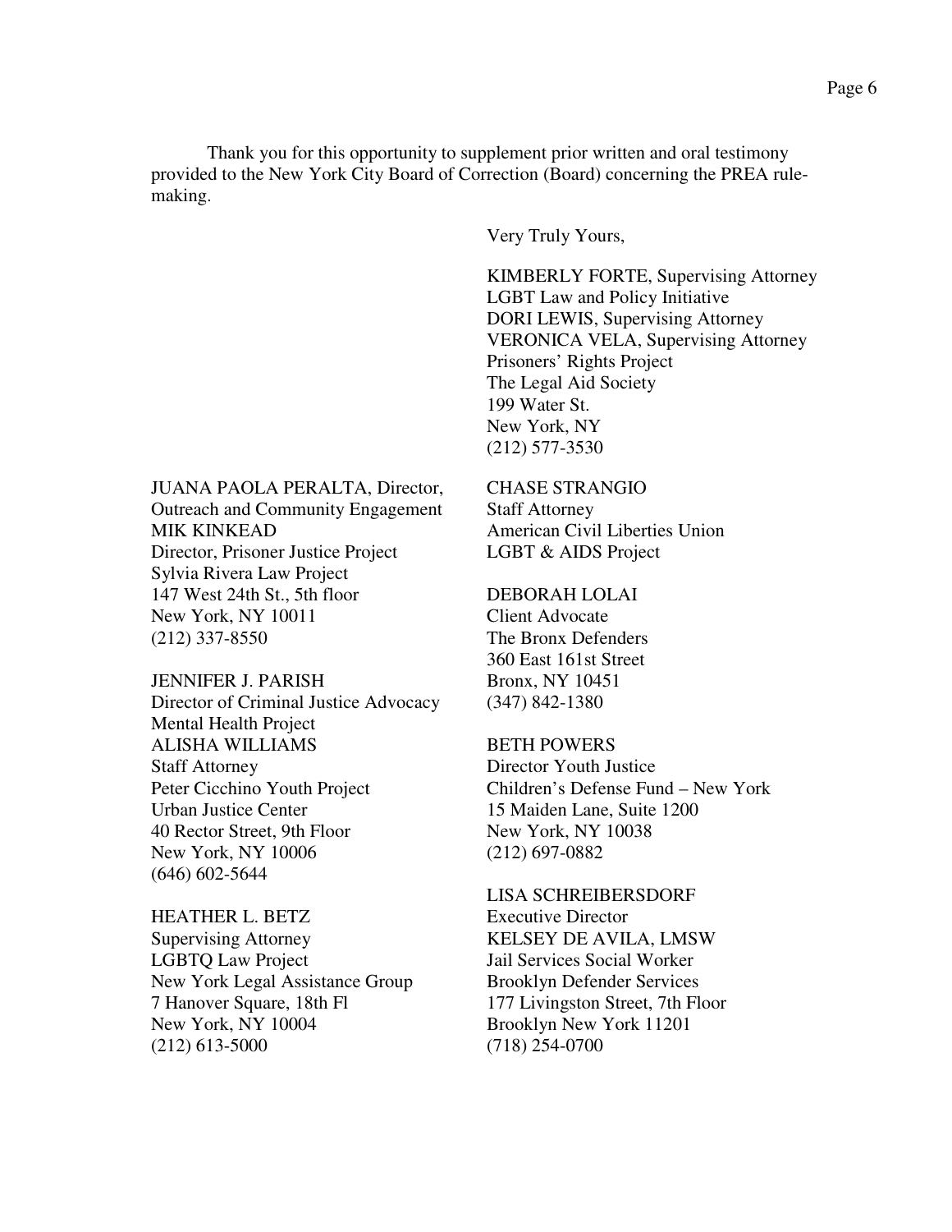Thank you for this opportunity to supplement prior written and oral testimony provided to the New York City Board of Correction (Board) concerning the PREA rule-making.

Very Truly Yours,

KIMBERLY FORTE, Supervising Attorney  
LGBT Law and Policy Initiative  
DORI LEWIS, Supervising Attorney  
VERONICA VELA, Supervising Attorney  
Prisoners' Rights Project  
The Legal Aid Society  
199 Water St.  
New York, NY  
(212) 577-3530

JUANA PAOLA PERALTA, Director,  
Outreach and Community Engagement  
MIK KINKEAD  
Director, Prisoner Justice Project  
Sylvia Rivera Law Project  
147 West 24th St., 5th floor  
New York, NY 10011  
(212) 337-8550

JENNIFER J. PARISH  
Director of Criminal Justice Advocacy  
Mental Health Project  
ALISHA WILLIAMS  
Staff Attorney  
Peter Cicchino Youth Project  
Urban Justice Center  
40 Rector Street, 9th Floor  
New York, NY 10006  
(646) 602-5644

HEATHER L. BETZ  
Supervising Attorney  
LGBTQ Law Project  
New York Legal Assistance Group  
7 Hanover Square, 18th Fl  
New York, NY 10004  
(212) 613-5000

CHASE STRANGIO  
Staff Attorney  
American Civil Liberties Union  
LGBT & AIDS Project

DEBORAH LOLAI  
Client Advocate  
The Bronx Defenders  
360 East 161st Street  
Bronx, NY 10451  
(347) 842-1380

BETH POWERS  
Director Youth Justice  
Children's Defense Fund – New York  
15 Maiden Lane, Suite 1200  
New York, NY 10038  
(212) 697-0882

LISA SCHREIBERSDORF  
Executive Director  
KELSEY DE AVILA, LMSW  
Jail Services Social Worker  
Brooklyn Defender Services  
177 Livingston Street, 7th Floor  
Brooklyn New York 11201  
(718) 254-0700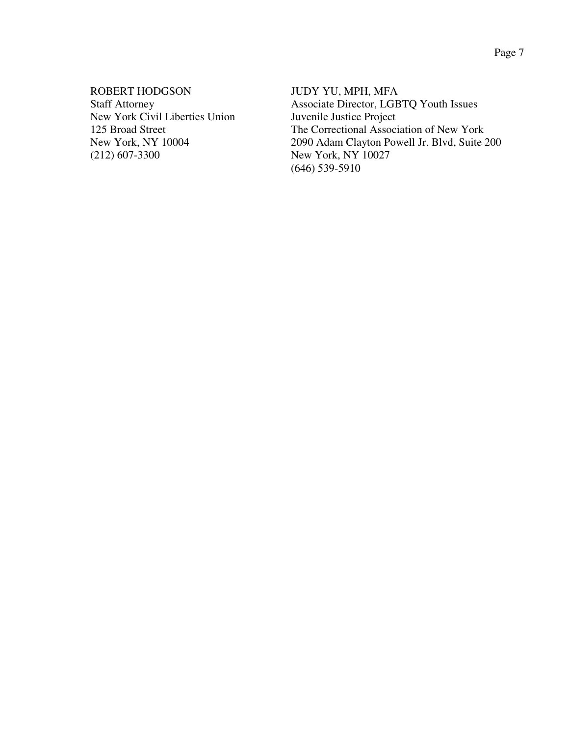ROBERT HODGSON
Staff Attorney
New York Civil Liberties Union
125 Broad Street
New York, NY 10004
(212) 607-3300

JUDY YU, MPH, MFA
Associate Director, LGBTQ Youth Issues
Juvenile Justice Project
The Correctional Association of New York
2090 Adam Clayton Powell Jr. Blvd, Suite 200
New York, NY 10027
(646) 539-5910